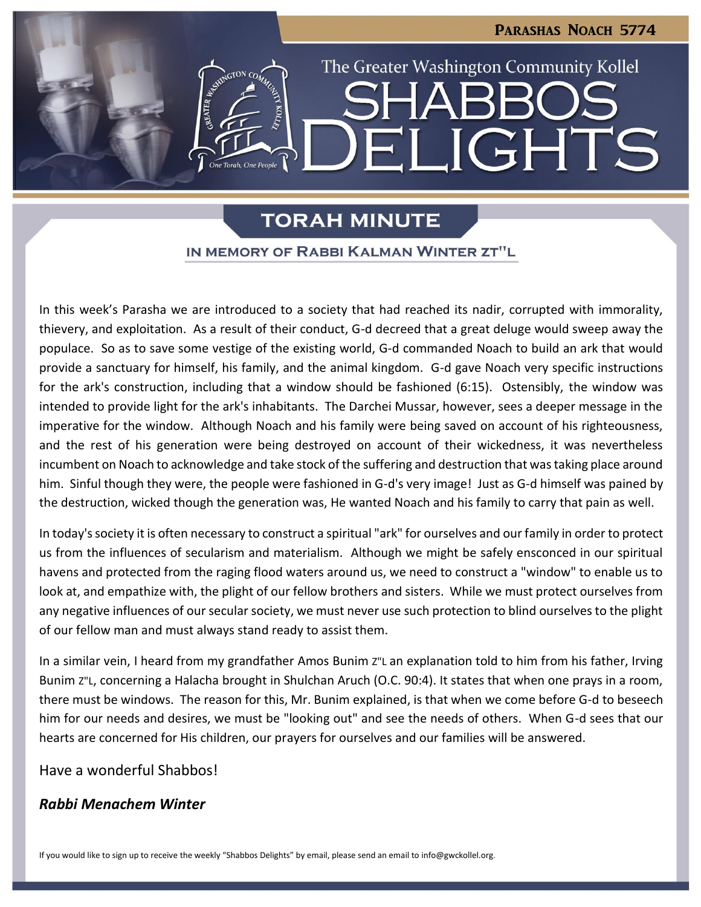# The Greater Washington Community Kollel

# SHABBOS DELIGHTS

**Parashas Noach 5774**

## TORAH MINUTE

### IN MEMORY OF RABBI KALMAN WINTER ZT"L

In this week's Parasha we are introduced to a society that had reached its nadir, corrupted with immorality, thievery, and exploitation. As a result of their conduct, G-d decreed that a great deluge would sweep away the populace. So as to save some vestige of the existing world, G-d commanded Noach to build an ark that would provide a sanctuary for himself, his family, and the animal kingdom. G-d gave Noach very specific instructions for the ark's construction, including that a window should be fashioned (6:15). Ostensibly, the window was intended to provide light for the ark's inhabitants. The Darchei Mussar, however, sees a deeper message in the imperative for the window. Although Noach and his family were being saved on account of his righteousness, and the rest of his generation were being destroyed on account of their wickedness, it was nevertheless incumbent on Noach to acknowledge and take stock of the suffering and destruction that was taking place around him. Sinful though they were, the people were fashioned in G-d's very image! Just as G-d himself was pained by the destruction, wicked though the generation was, He wanted Noach and his family to carry that pain as well.

In today's society it is often necessary to construct a spiritual "ark" for ourselves and our family in order to protect us from the influences of secularism and materialism. Although we might be safely ensconced in our spiritual havens and protected from the raging flood waters around us, we need to construct a "window" to enable us to look at, and empathize with, the plight of our fellow brothers and sisters. While we must protect ourselves from any negative influences of our secular society, we must never use such protection to blind ourselves to the plight of our fellow man and must always stand ready to assist them.

In a similar vein, I heard from my grandfather Amos Bunim Z"L an explanation told to him from his father, Irving Bunim Z"L, concerning a Halacha brought in Shulchan Aruch (O.C. 90:4). It states that when one prays in a room, there must be windows. The reason for this, Mr. Bunim explained, is that when we come before G-d to beseech him for our needs and desires, we must be "looking out" and see the needs of others. When G-d sees that our hearts are concerned for His children, our prayers for ourselves and our families will be answered.

Have a wonderful Shabbos!

***Rabbi Menachem Winter***

If you would like to sign up to receive the weekly "Shabbos Delights" by email, please send an email to info@gwckollel.org.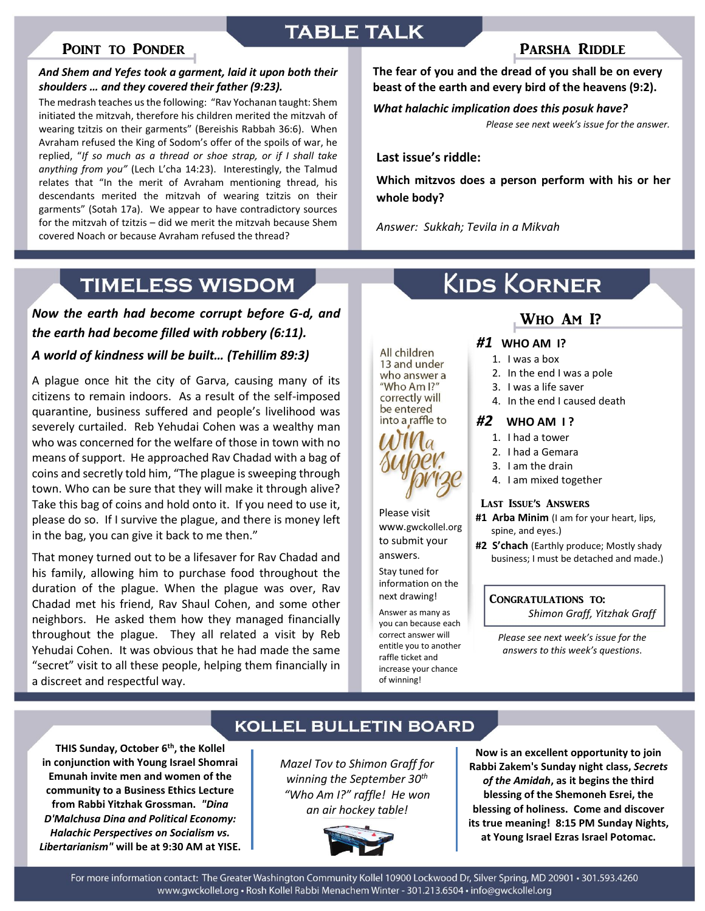# TABLE TALK

## Point to Ponder

***And Shem and Yefes took a garment, laid it upon both their shoulders … and they covered their father (9:23).***

The medrash teaches us the following: "Rav Yochanan taught: Shem initiated the mitzvah, therefore his children merited the mitzvah of wearing tzitzis on their garments" (Bereishis Rabbah 36:6). When Avraham refused the King of Sodom's offer of the spoils of war, he replied, "*If so much as a thread or shoe strap, or if I shall take anything from you*" (Lech L'cha 14:23). Interestingly, the Talmud relates that "In the merit of Avraham mentioning thread, his descendants merited the mitzvah of wearing tzitzis on their garments" (Sotah 17a). We appear to have contradictory sources for the mitzvah of tzitzis – did we merit the mitzvah because Shem covered Noach or because Avraham refused the thread?

## Parsha Riddle

**The fear of you and the dread of you shall be on every beast of the earth and every bird of the heavens (9:2).**

***What halachic implication does this posuk have?***

*Please see next week's issue for the answer.*

**Last issue's riddle:**

**Which mitzvos does a person perform with his or her whole body?**

*Answer: Sukkah; Tevila in a Mikvah*

# TIMELESS WISDOM

***Now the earth had become corrupt before G-d, and the earth had become filled with robbery (6:11).***

***A world of kindness will be built… (Tehillim 89:3)***

A plague once hit the city of Garva, causing many of its citizens to remain indoors. As a result of the self-imposed quarantine, business suffered and people's livelihood was severely curtailed. Reb Yehudai Cohen was a wealthy man who was concerned for the welfare of those in town with no means of support. He approached Rav Chadad with a bag of coins and secretly told him, "The plague is sweeping through town. Who can be sure that they will make it through alive? Take this bag of coins and hold onto it. If you need to use it, please do so. If I survive the plague, and there is money left in the bag, you can give it back to me then."

That money turned out to be a lifesaver for Rav Chadad and his family, allowing him to purchase food throughout the duration of the plague. When the plague was over, Rav Chadad met his friend, Rav Shaul Cohen, and some other neighbors. He asked them how they managed financially throughout the plague. They all related a visit by Reb Yehudai Cohen. It was obvious that he had made the same "secret" visit to all these people, helping them financially in a discreet and respectful way.

# KIDS KORNER

All children 13 and under who answer a "Who Am I?" correctly will be entered into a raffle to win a super prize

Please visit www.gwckollel.org to submit your answers.

Stay tuned for information on the next drawing!

Answer as many as you can because each correct answer will entitle you to another raffle ticket and increase your chance of winning!

## Who Am I?

### #1 WHO AM I?

1. I was a box
2. In the end I was a pole
3. I was a life saver
4. In the end I caused death

### #2 WHO AM I?

1. I had a tower
2. I had a Gemara
3. I am the drain
4. I am mixed together

### Last Issue's Answers

**#1 Arba Minim** (I am for your heart, lips, spine, and eyes.)

**#2 S'chach** (Earthly produce; Mostly shady business; I must be detached and made.)

**Congratulations to:** *Shimon Graff, Yitzhak Graff*

*Please see next week's issue for the answers to this week's questions.*

# KOLLEL BULLETIN BOARD

**THIS Sunday, October 6th, the Kollel in conjunction with Young Israel Shomrai Emunah invite men and women of the community to a Business Ethics Lecture from Rabbi Yitzhak Grossman. *"Dina D'Malchusa Dina and Political Economy: Halachic Perspectives on Socialism vs. Libertarianism"* will be at 9:30 AM at YISE.**

*Mazel Tov to Shimon Graff for winning the September 30th "Who Am I?" raffle! He won an air hockey table!*

**Now is an excellent opportunity to join Rabbi Zakem's Sunday night class, *Secrets of the Amidah*, as it begins the third blessing of the Shemoneh Esrei, the blessing of holiness. Come and discover its true meaning! 8:15 PM Sunday Nights, at Young Israel Ezras Israel Potomac.**

For more information contact: The Greater Washington Community Kollel 10900 Lockwood Dr, Silver Spring, MD 20901 • 301.593.4260
www.gwckollel.org • Rosh Kollel Rabbi Menachem Winter - 301.213.6504 • info@gwckollel.org